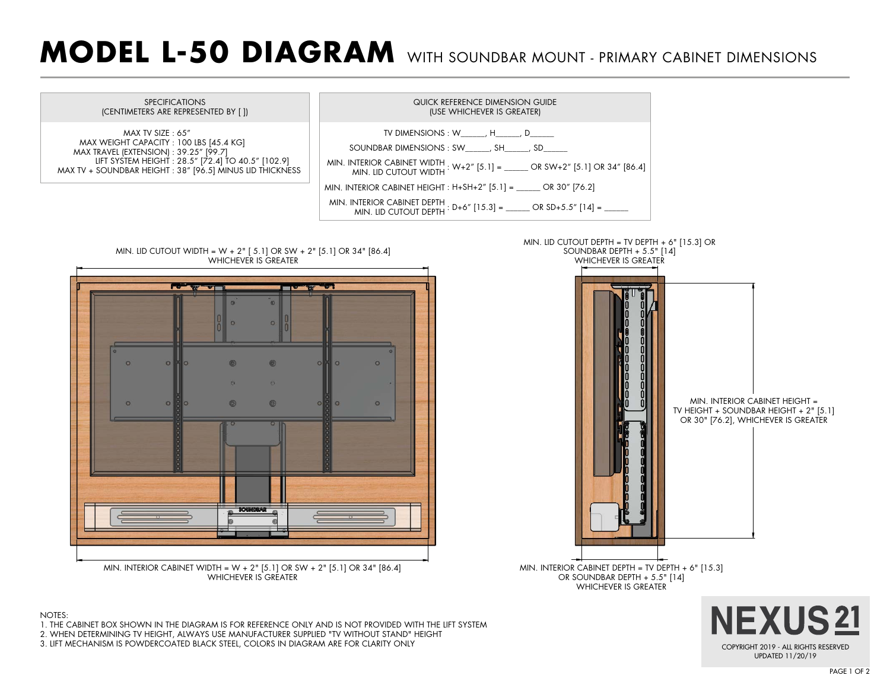# MODEL L-50 DIAGRAM WITH SOUNDBAR MOUNT - PRIMARY CABINET DIMENSIONS

| SPECIFICATIONS (CENTIMETERS ARE REPRESENTED BY [ ]) |
|---|
| MAX TV SIZE : 65" |
| MAX WEIGHT CAPACITY : 100 LBS [45.4 KG] |
| MAX TRAVEL (EXTENSION) : 39.25" [99.7] |
| LIFT SYSTEM HEIGHT : 28.5" [72.4] TO 40.5" [102.9] |
| MAX TV + SOUNDBAR HEIGHT : 38" [96.5] MINUS LID THICKNESS |

| QUICK REFERENCE DIMENSION GUIDE (USE WHICHEVER IS GREATER) | |
|---|---|
| TV DIMENSIONS : | W\_\_\_\_\_\_, H\_\_\_\_\_\_, D\_\_\_\_\_\_ |
| SOUNDBAR DIMENSIONS : | SW\_\_\_\_\_\_, SH\_\_\_\_\_\_, SD\_\_\_\_\_\_ |
| MIN. INTERIOR CABINET WIDTH / MIN. LID CUTOUT WIDTH : | W+2" [5.1] = \_\_\_\_\_\_ OR SW+2" [5.1] OR 34" [86.4] |
| MIN. INTERIOR CABINET HEIGHT : | H+SH+2" [5.1] = \_\_\_\_\_\_ OR 30" [76.2] |
| MIN. INTERIOR CABINET DEPTH / MIN. LID CUTOUT DEPTH : | D+6" [15.3] = \_\_\_\_\_\_ OR SD+5.5" [14] = \_\_\_\_\_\_ |

MIN. LID CUTOUT WIDTH = W + 2" [ 5.1] OR SW + 2" [5.1] OR 34" [86.4] WHICHEVER IS GREATER

SOUNDBAR

MIN. INTERIOR CABINET WIDTH = W + 2" [5.1] OR SW + 2" [5.1] OR 34" [86.4] WHICHEVER IS GREATER

MIN. LID CUTOUT DEPTH = TV DEPTH + 6" [15.3] OR SOUNDBAR DEPTH + 5.5" [14] WHICHEVER IS GREATER

MIN. INTERIOR CABINET HEIGHT = TV HEIGHT + SOUNDBAR HEIGHT + 2" [5.1] OR 30" [76.2], WHICHEVER IS GREATER

MIN. INTERIOR CABINET DEPTH = TV DEPTH + 6" [15.3] OR SOUNDBAR DEPTH + 5.5" [14] WHICHEVER IS GREATER

NOTES:

1. THE CABINET BOX SHOWN IN THE DIAGRAM IS FOR REFERENCE ONLY AND IS NOT PROVIDED WITH THE LIFT SYSTEM
2. WHEN DETERMINING TV HEIGHT, ALWAYS USE MANUFACTURER SUPPLIED "TV WITHOUT STAND" HEIGHT
3. LIFT MECHANISM IS POWDERCOATED BLACK STEEL, COLORS IN DIAGRAM ARE FOR CLARITY ONLY

NEXUS 21

COPYRIGHT 2019 - ALL RIGHTS RESERVED
UPDATED 11/20/19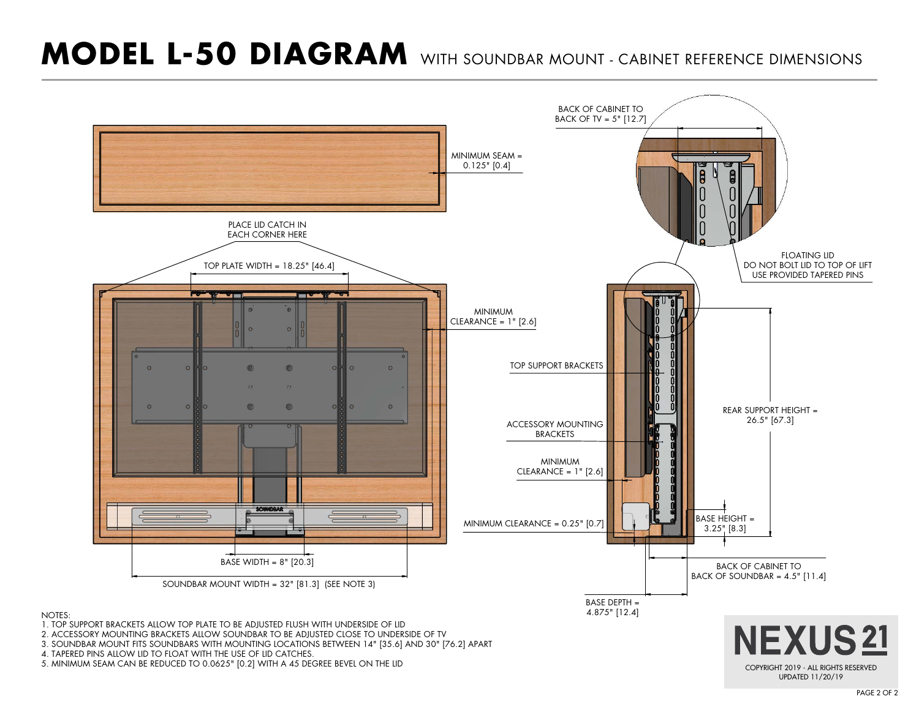# MODEL L-50 DIAGRAM WITH SOUNDBAR MOUNT - CABINET REFERENCE DIMENSIONS

MINIMUM SEAM = 0.125" [0.4]

PLACE LID CATCH IN EACH CORNER HERE

TOP PLATE WIDTH = 18.25" [46.4]

MINIMUM CLEARANCE = 1" [2.6]

SOUNDBAR

BASE WIDTH = 8" [20.3]

SOUNDBAR MOUNT WIDTH = 32" [81.3] (SEE NOTE 3)

BACK OF CABINET TO BACK OF TV = 5" [12.7]

FLOATING LID DO NOT BOLT LID TO TOP OF LIFT USE PROVIDED TAPERED PINS

TOP SUPPORT BRACKETS

ACCESSORY MOUNTING BRACKETS

MINIMUM CLEARANCE = 1" [2.6]

MINIMUM CLEARANCE = 0.25" [0.7]

REAR SUPPORT HEIGHT = 26.5" [67.3]

BASE HEIGHT = 3.25" [8.3]

BACK OF CABINET TO BACK OF SOUNDBAR = 4.5" [11.4]

BASE DEPTH = 4.875" [12.4]

NOTES:

1. TOP SUPPORT BRACKETS ALLOW TOP PLATE TO BE ADJUSTED FLUSH WITH UNDERSIDE OF LID
2. ACCESSORY MOUNTING BRACKETS ALLOW SOUNDBAR TO BE ADJUSTED CLOSE TO UNDERSIDE OF TV
3. SOUNDBAR MOUNT FITS SOUNDBARS WITH MOUNTING LOCATIONS BETWEEN 14" [35.6] AND 30" [76.2] APART
4. TAPERED PINS ALLOW LID TO FLOAT WITH THE USE OF LID CATCHES.
5. MINIMUM SEAM CAN BE REDUCED TO 0.0625" [0.2] WITH A 45 DEGREE BEVEL ON THE LID

NEXUS 21

COPYRIGHT 2019 - ALL RIGHTS RESERVED
UPDATED 11/20/19